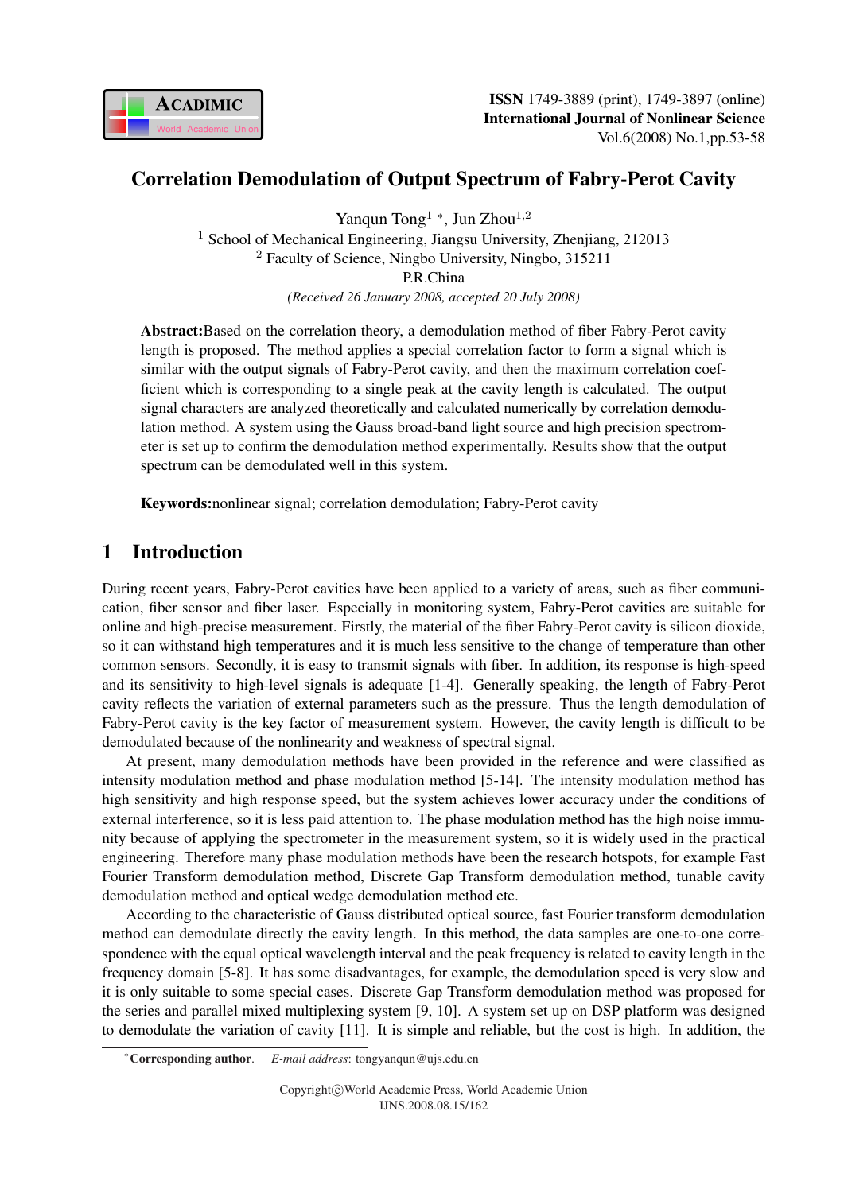// Correlation Demodulation of Output Spectrum of Fabry-Perot Cavity

Yanqun Tong[1] *, Jun Zhou[1,2]

[1] School of Mechanical Engineering, Jiangsu University, Zhenjiang, 212013

[2] Faculty of Science, Ningbo University, Ningbo, 315211

P.R.China

*(Received 26 January 2008, accepted 20 July 2008)*

**Abstract:**Based on the correlation theory, a demodulation method of fiber Fabry-Perot cavity length is proposed. The method applies a special correlation factor to form a signal which is similar with the output signals of Fabry-Perot cavity, and then the maximum correlation coefficient which is corresponding to a single peak at the cavity length is calculated. The output signal characters are analyzed theoretically and calculated numerically by correlation demodulation method. A system using the Gauss broad-band light source and high precision spectrometer is set up to confirm the demodulation method experimentally. Results show that the output spectrum can be demodulated well in this system.

**Keywords:**nonlinear signal; correlation demodulation; Fabry-Perot cavity

## 1 Introduction

During recent years, Fabry-Perot cavities have been applied to a variety of areas, such as fiber communication, fiber sensor and fiber laser. Especially in monitoring system, Fabry-Perot cavities are suitable for online and high-precise measurement. Firstly, the material of the fiber Fabry-Perot cavity is silicon dioxide, so it can withstand high temperatures and it is much less sensitive to the change of temperature than other common sensors. Secondly, it is easy to transmit signals with fiber. In addition, its response is high-speed and its sensitivity to high-level signals is adequate [1-4]. Generally speaking, the length of Fabry-Perot cavity reflects the variation of external parameters such as the pressure. Thus the length demodulation of Fabry-Perot cavity is the key factor of measurement system. However, the cavity length is difficult to be demodulated because of the nonlinearity and weakness of spectral signal.

At present, many demodulation methods have been provided in the reference and were classified as intensity modulation method and phase modulation method [5-14]. The intensity modulation method has high sensitivity and high response speed, but the system achieves lower accuracy under the conditions of external interference, so it is less paid attention to. The phase modulation method has the high noise immunity because of applying the spectrometer in the measurement system, so it is widely used in the practical engineering. Therefore many phase modulation methods have been the research hotspots, for example Fast Fourier Transform demodulation method, Discrete Gap Transform demodulation method, tunable cavity demodulation method and optical wedge demodulation method etc.

According to the characteristic of Gauss distributed optical source, fast Fourier transform demodulation method can demodulate directly the cavity length. In this method, the data samples are one-to-one correspondence with the equal optical wavelength interval and the peak frequency is related to cavity length in the frequency domain [5-8]. It has some disadvantages, for example, the demodulation speed is very slow and it is only suitable to some special cases. Discrete Gap Transform demodulation method was proposed for the series and parallel mixed multiplexing system [9, 10]. A system set up on DSP platform was designed to demodulate the variation of cavity [11]. It is simple and reliable, but the cost is high. In addition, the

*Corresponding author. *E-mail address*: tongyanqun@ujs.edu.cn

Copyright©World Academic Press, World Academic Union
IJNS.2008.08.15/162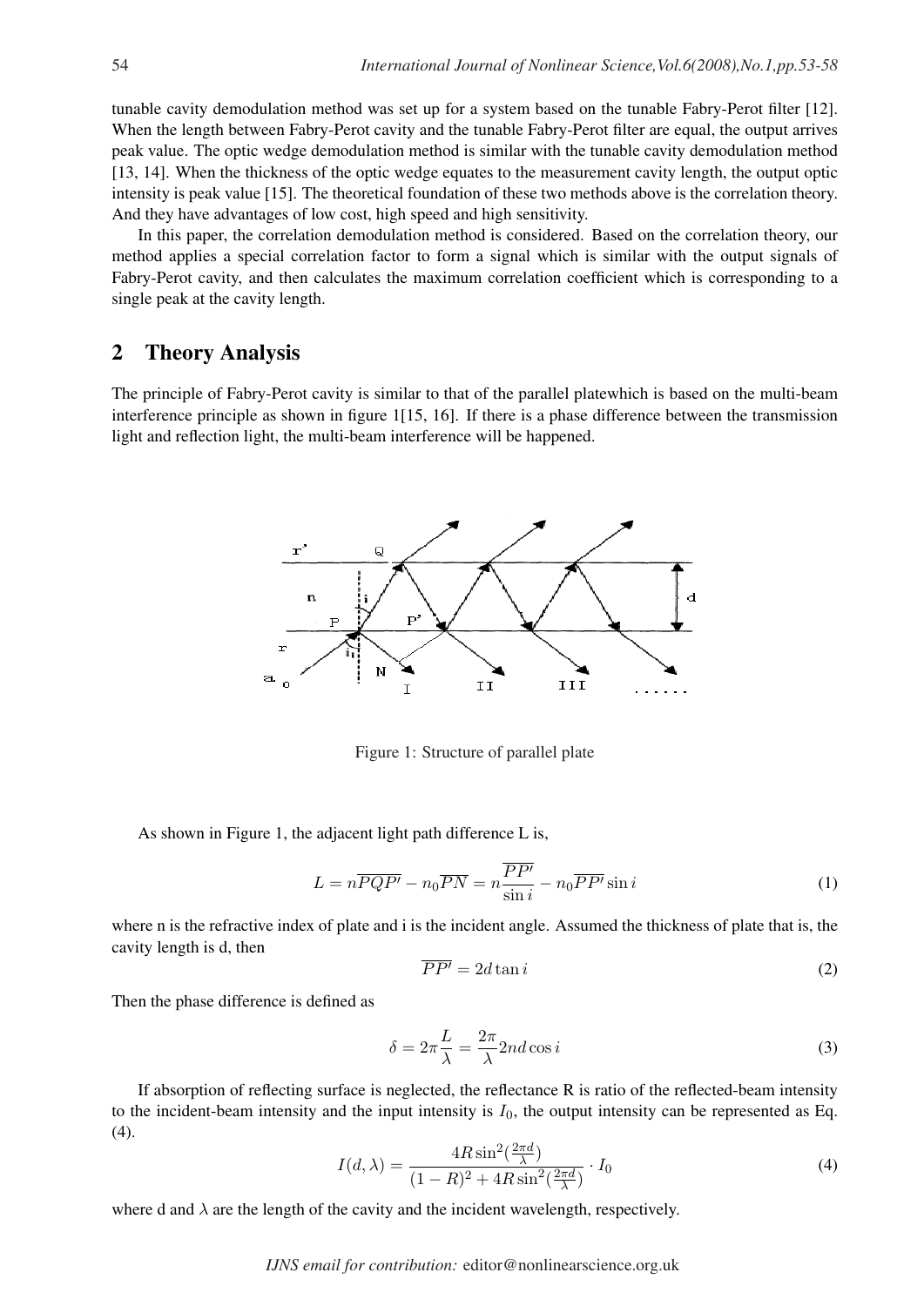tunable cavity demodulation method was set up for a system based on the tunable Fabry-Perot filter [12]. When the length between Fabry-Perot cavity and the tunable Fabry-Perot filter are equal, the output arrives peak value. The optic wedge demodulation method is similar with the tunable cavity demodulation method [13, 14]. When the thickness of the optic wedge equates to the measurement cavity length, the output optic intensity is peak value [15]. The theoretical foundation of these two methods above is the correlation theory. And they have advantages of low cost, high speed and high sensitivity.

In this paper, the correlation demodulation method is considered. Based on the correlation theory, our method applies a special correlation factor to form a signal which is similar with the output signals of Fabry-Perot cavity, and then calculates the maximum correlation coefficient which is corresponding to a single peak at the cavity length.

## 2 Theory Analysis

The principle of Fabry-Perot cavity is similar to that of the parallel platewhich is based on the multi-beam interference principle as shown in figure 1[15, 16]. If there is a phase difference between the transmission light and reflection light, the multi-beam interference will be happened.

Figure 1: Structure of parallel plate

As shown in Figure 1, the adjacent light path difference L is,

$$L = n\overline{PQP'} - n_0\overline{PN} = n\frac{\overline{PP'}}{\sin i} - n_0\overline{PP'}\sin i \tag{1}$$

where n is the refractive index of plate and i is the incident angle. Assumed the thickness of plate that is, the cavity length is d, then

$$\overline{PP'} = 2d\tan i \tag{2}$$

Then the phase difference is defined as

$$\delta = 2\pi\frac{L}{\lambda} = \frac{2\pi}{\lambda}2nd\cos i \tag{3}$$

If absorption of reflecting surface is neglected, the reflectance R is ratio of the reflected-beam intensity to the incident-beam intensity and the input intensity is $I_0$, the output intensity can be represented as Eq. (4).

$$I(d,\lambda) = \frac{4R\sin^2(\frac{2\pi d}{\lambda})}{(1-R)^2 + 4R\sin^2(\frac{2\pi d}{\lambda})} \cdot I_0 \tag{4}$$

where d and $\lambda$ are the length of the cavity and the incident wavelength, respectively.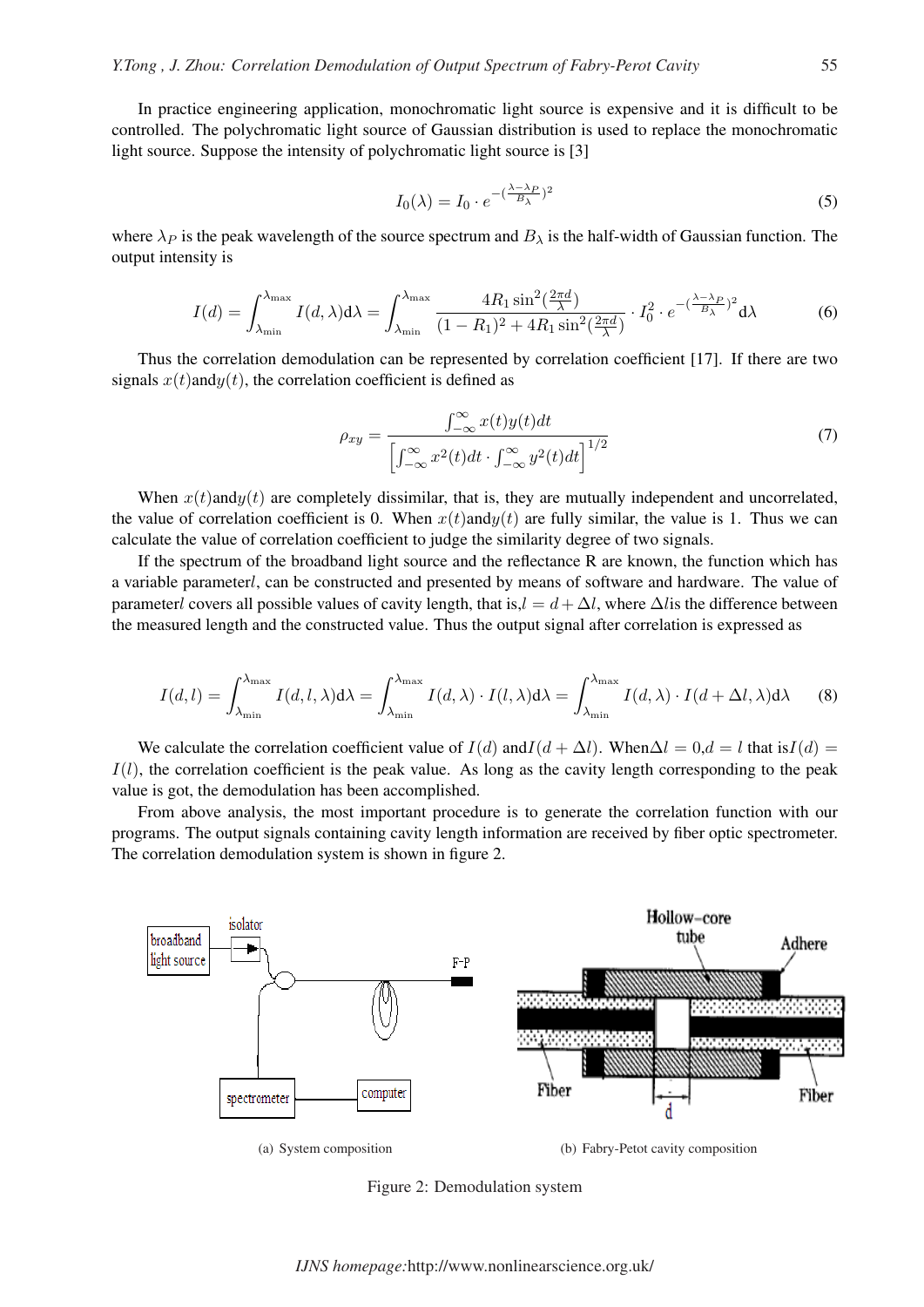In practice engineering application, monochromatic light source is expensive and it is difficult to be controlled. The polychromatic light source of Gaussian distribution is used to replace the monochromatic light source. Suppose the intensity of polychromatic light source is [3]

$$I_0(\lambda) = I_0 \cdot e^{-(\frac{\lambda-\lambda_P}{B_\lambda})^2} \tag{5}$$

where $\lambda_P$ is the peak wavelength of the source spectrum and $B_\lambda$ is the half-width of Gaussian function. The output intensity is

$$I(d) = \int_{\lambda_{\min}}^{\lambda_{\max}} I(d,\lambda)\mathrm{d}\lambda = \int_{\lambda_{\min}}^{\lambda_{\max}} \frac{4R_1 \sin^2(\frac{2\pi d}{\lambda})}{(1-R_1)^2 + 4R_1 \sin^2(\frac{2\pi d}{\lambda})} \cdot I_0^2 \cdot e^{-(\frac{\lambda-\lambda_P}{B_\lambda})^2} \mathrm{d}\lambda \tag{6}$$

Thus the correlation demodulation can be represented by correlation coefficient [17]. If there are two signals $x(t)$and$y(t)$, the correlation coefficient is defined as

$$\rho_{xy} = \frac{\int_{-\infty}^{\infty} x(t)y(t)dt}{\left[\int_{-\infty}^{\infty} x^2(t)dt \cdot \int_{-\infty}^{\infty} y^2(t)dt\right]^{1/2}} \tag{7}$$

When $x(t)$and$y(t)$ are completely dissimilar, that is, they are mutually independent and uncorrelated, the value of correlation coefficient is 0. When $x(t)$and$y(t)$ are fully similar, the value is 1. Thus we can calculate the value of correlation coefficient to judge the similarity degree of two signals.

If the spectrum of the broadband light source and the reflectance R are known, the function which has a variable parameter$l$, can be constructed and presented by means of software and hardware. The value of parameter$l$ covers all possible values of cavity length, that is,$l = d + \Delta l$, where $\Delta l$is the difference between the measured length and the constructed value. Thus the output signal after correlation is expressed as

$$I(d,l) = \int_{\lambda_{\min}}^{\lambda_{\max}} I(d,l,\lambda)\mathrm{d}\lambda = \int_{\lambda_{\min}}^{\lambda_{\max}} I(d,\lambda) \cdot I(l,\lambda)\mathrm{d}\lambda = \int_{\lambda_{\min}}^{\lambda_{\max}} I(d,\lambda) \cdot I(d+\Delta l,\lambda)\mathrm{d}\lambda \tag{8}$$

We calculate the correlation coefficient value of $I(d)$ and$I(d + \Delta l)$. When$\Delta l = 0$,$d = l$ that is$I(d) = I(l)$, the correlation coefficient is the peak value. As long as the cavity length corresponding to the peak value is got, the demodulation has been accomplished.

From above analysis, the most important procedure is to generate the correlation function with our programs. The output signals containing cavity length information are received by fiber optic spectrometer. The correlation demodulation system is shown in figure 2.

(a) System composition

(b) Fabry-Petot cavity composition

Figure 2: Demodulation system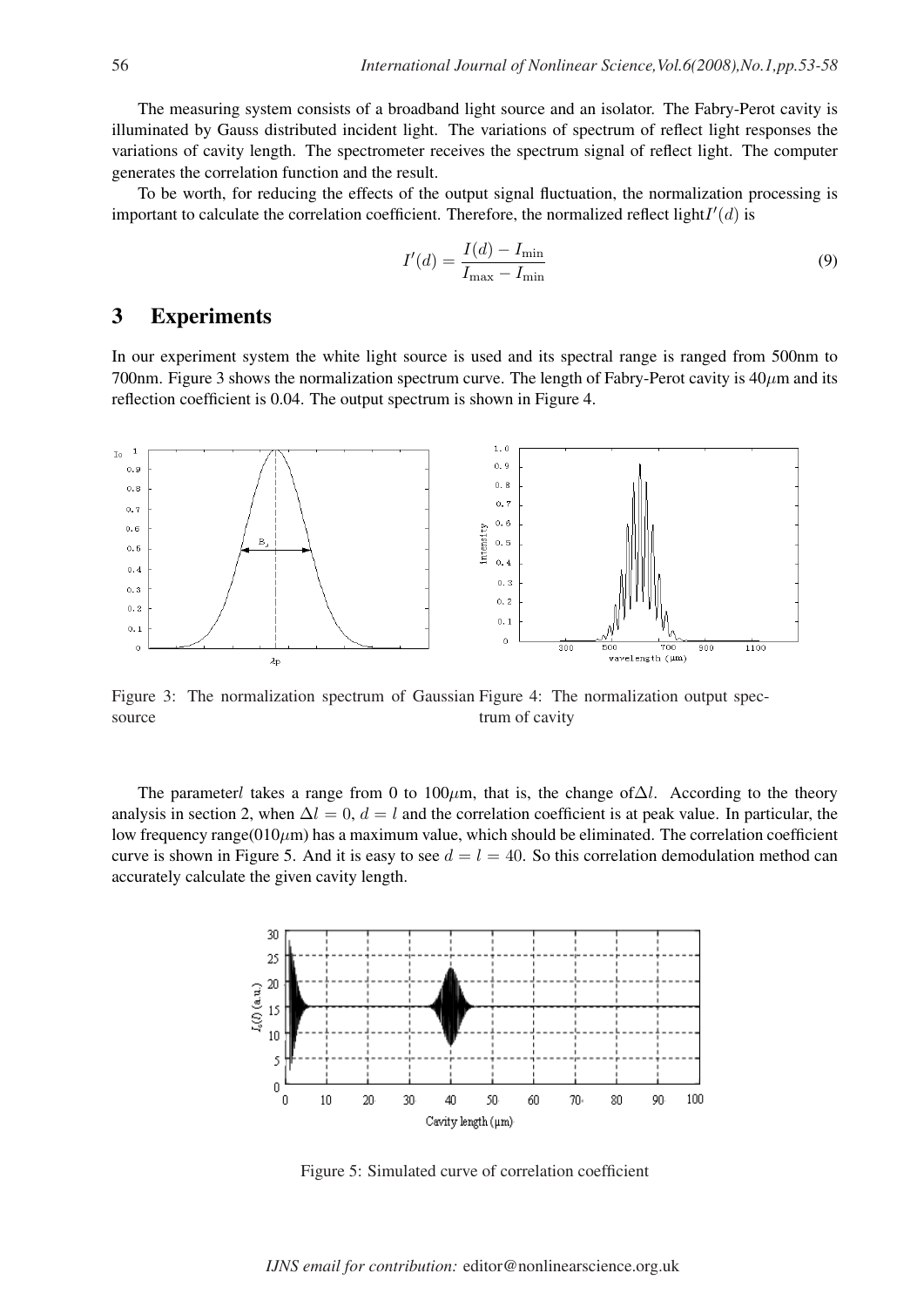The measuring system consists of a broadband light source and an isolator. The Fabry-Perot cavity is illuminated by Gauss distributed incident light. The variations of spectrum of reflect light responses the variations of cavity length. The spectrometer receives the spectrum signal of reflect light. The computer generates the correlation function and the result.

To be worth, for reducing the effects of the output signal fluctuation, the normalization processing is important to calculate the correlation coefficient. Therefore, the normalized reflect light$I'(d)$ is

$$I'(d) = \frac{I(d) - I_{\min}}{I_{\max} - I_{\min}} \tag{9}$$

## 3 Experiments

In our experiment system the white light source is used and its spectral range is ranged from 500nm to 700nm. Figure 3 shows the normalization spectrum curve. The length of Fabry-Perot cavity is 40$\mu$m and its reflection coefficient is 0.04. The output spectrum is shown in Figure 4.

Figure 3: The normalization spectrum of Gaussian source

Figure 4: The normalization output spectrum of cavity

The parameter$l$ takes a range from 0 to 100$\mu$m, that is, the change of$\Delta l$. According to the theory analysis in section 2, when $\Delta l = 0$, $d = l$ and the correlation coefficient is at peak value. In particular, the low frequency range(010$\mu$m) has a maximum value, which should be eliminated. The correlation coefficient curve is shown in Figure 5. And it is easy to see $d = l = 40$. So this correlation demodulation method can accurately calculate the given cavity length.

Figure 5: Simulated curve of correlation coefficient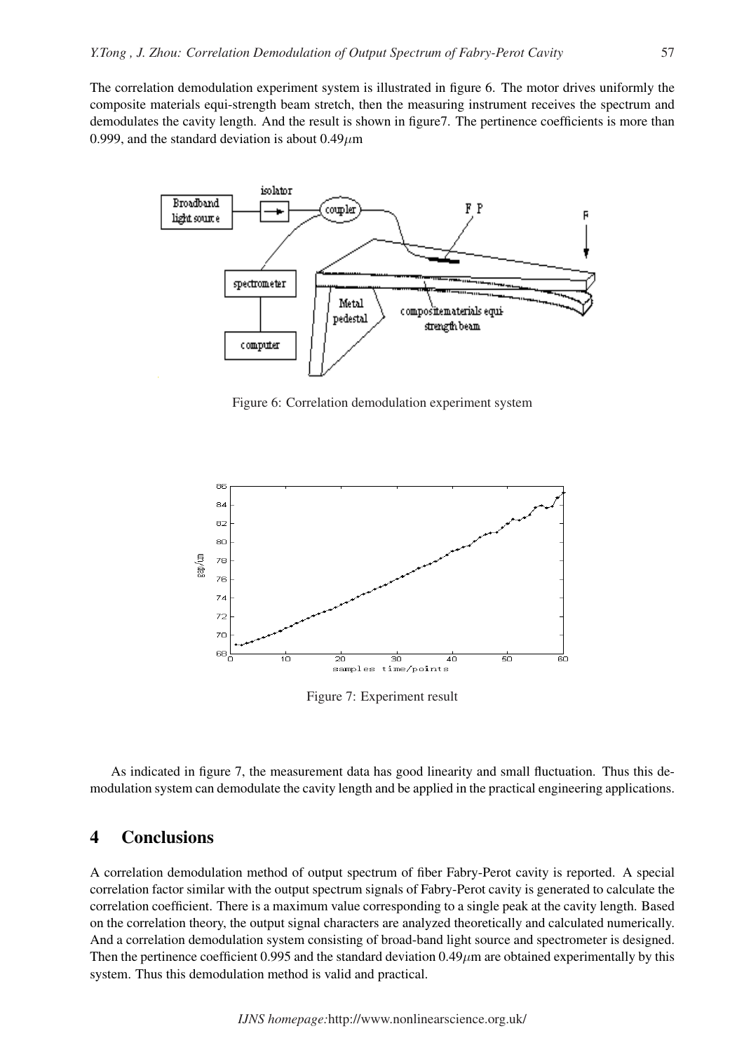The correlation demodulation experiment system is illustrated in figure 6. The motor drives uniformly the composite materials equi-strength beam stretch, then the measuring instrument receives the spectrum and demodulates the cavity length. And the result is shown in figure7. The pertinence coefficients is more than 0.999, and the standard deviation is about 0.49$\mu$m

Figure 6: Correlation demodulation experiment system

Figure 7: Experiment result

As indicated in figure 7, the measurement data has good linearity and small fluctuation. Thus this demodulation system can demodulate the cavity length and be applied in the practical engineering applications.

# 4 Conclusions

A correlation demodulation method of output spectrum of fiber Fabry-Perot cavity is reported. A special correlation factor similar with the output spectrum signals of Fabry-Perot cavity is generated to calculate the correlation coefficient. There is a maximum value corresponding to a single peak at the cavity length. Based on the correlation theory, the output signal characters are analyzed theoretically and calculated numerically. And a correlation demodulation system consisting of broad-band light source and spectrometer is designed. Then the pertinence coefficient 0.995 and the standard deviation 0.49$\mu$m are obtained experimentally by this system. Thus this demodulation method is valid and practical.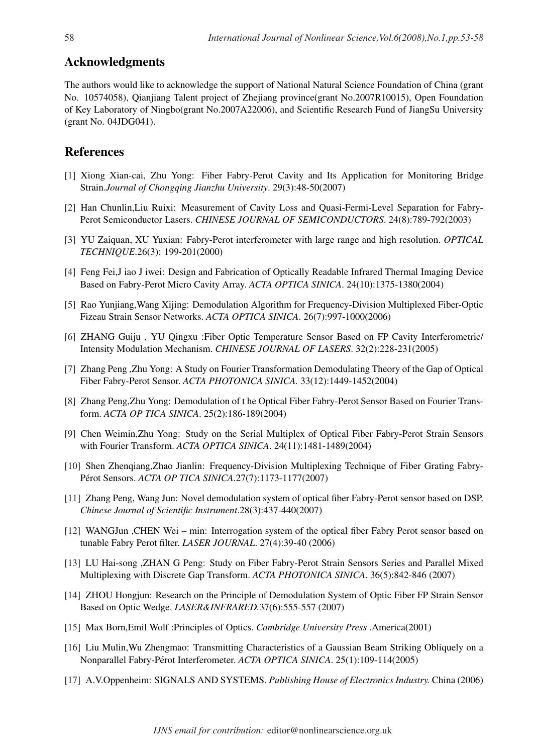## Acknowledgments

The authors would like to acknowledge the support of National Natural Science Foundation of China (grant No. 10574058), Qianjiang Talent project of Zhejiang province(grant No.2007R10015), Open Foundation of Key Laboratory of Ningbo(grant No.2007A22006), and Scientific Research Fund of JiangSu University (grant No. 04JDG041).

## References

[1] Xiong Xian-cai, Zhu Yong: Fiber Fabry-Perot Cavity and Its Application for Monitoring Bridge Strain.*Journal of Chongqing Jianzhu University*. 29(3):48-50(2007)

[2] Han Chunlin,Liu Ruixi: Measurement of Cavity Loss and Quasi-Fermi-Level Separation for Fabry-Perot Semiconductor Lasers. *CHINESE JOURNAL OF SEMICONDUCTORS*. 24(8):789-792(2003)

[3] YU Zaiquan, XU Yuxian: Fabry-Perot interferometer with large range and high resolution. *OPTICAL TECHNIQUE*.26(3): 199-201(2000)

[4] Feng Fei,J iao J iwei: Design and Fabrication of Optically Readable Infrared Thermal Imaging Device Based on Fabry-Perot Micro Cavity Array. *ACTA OPTICA SINICA*. 24(10):1375-1380(2004)

[5] Rao Yunjiang,Wang Xijing: Demodulation Algorithm for Frequency-Division Multiplexed Fiber-Optic Fizeau Strain Sensor Networks. *ACTA OPTICA SINICA*. 26(7):997-1000(2006)

[6] ZHANG Guiju , YU Qingxu :Fiber Optic Temperature Sensor Based on FP Cavity Interferometric/ Intensity Modulation Mechanism. *CHINESE JOURNAL OF LASERS*. 32(2):228-231(2005)

[7] Zhang Peng ,Zhu Yong: A Study on Fourier Transformation Demodulating Theory of the Gap of Optical Fiber Fabry-Perot Sensor. *ACTA PHOTONICA SINICA*. 33(12):1449-1452(2004)

[8] Zhang Peng,Zhu Yong: Demodulation of t he Optical Fiber Fabry-Perot Sensor Based on Fourier Transform. *ACTA OP TICA SINICA*. 25(2):186-189(2004)

[9] Chen Weimin,Zhu Yong: Study on the Serial Multiplex of Optical Fiber Fabry-Perot Strain Sensors with Fourier Transform. *ACTA OPTICA SINICA*. 24(11):1481-1489(2004)

[10] Shen Zhenqiang,Zhao Jianlin: Frequency-Division Multiplexing Technique of Fiber Grating Fabry-Pérot Sensors. *ACTA OP TICA SINICA*.27(7):1173-1177(2007)

[11] Zhang Peng, Wang Jun: Novel demodulation system of optical fiber Fabry-Perot sensor based on DSP. *Chinese Journal of Scientific Instrument*.28(3):437-440(2007)

[12] WANGJun ,CHEN Wei – min: Interrogation system of the optical fiber Fabry Perot sensor based on tunable Fabry Perot filter. *LASER JOURNAL*. 27(4):39-40 (2006)

[13] LU Hai-song ,ZHAN G Peng: Study on Fiber Fabry-Perot Strain Sensors Series and Parallel Mixed Multiplexing with Discrete Gap Transform. *ACTA PHOTONICA SINICA*. 36(5):842-846 (2007)

[14] ZHOU Hongjun: Research on the Principle of Demodulation System of Optic Fiber FP Strain Sensor Based on Optic Wedge. *LASER&INFRARED*.37(6):555-557 (2007)

[15] Max Born,Emil Wolf :Principles of Optics. *Cambridge University Press* .America(2001)

[16] Liu Mulin,Wu Zhengmao: Transmitting Characteristics of a Gaussian Beam Striking Obliquely on a Nonparallel Fabry-Pérot Interferometer. *ACTA OPTICA SINICA*. 25(1):109-114(2005)

[17] A.V.Oppenheim: SIGNALS AND SYSTEMS. *Publishing House of Electronics Industry*. China (2006)